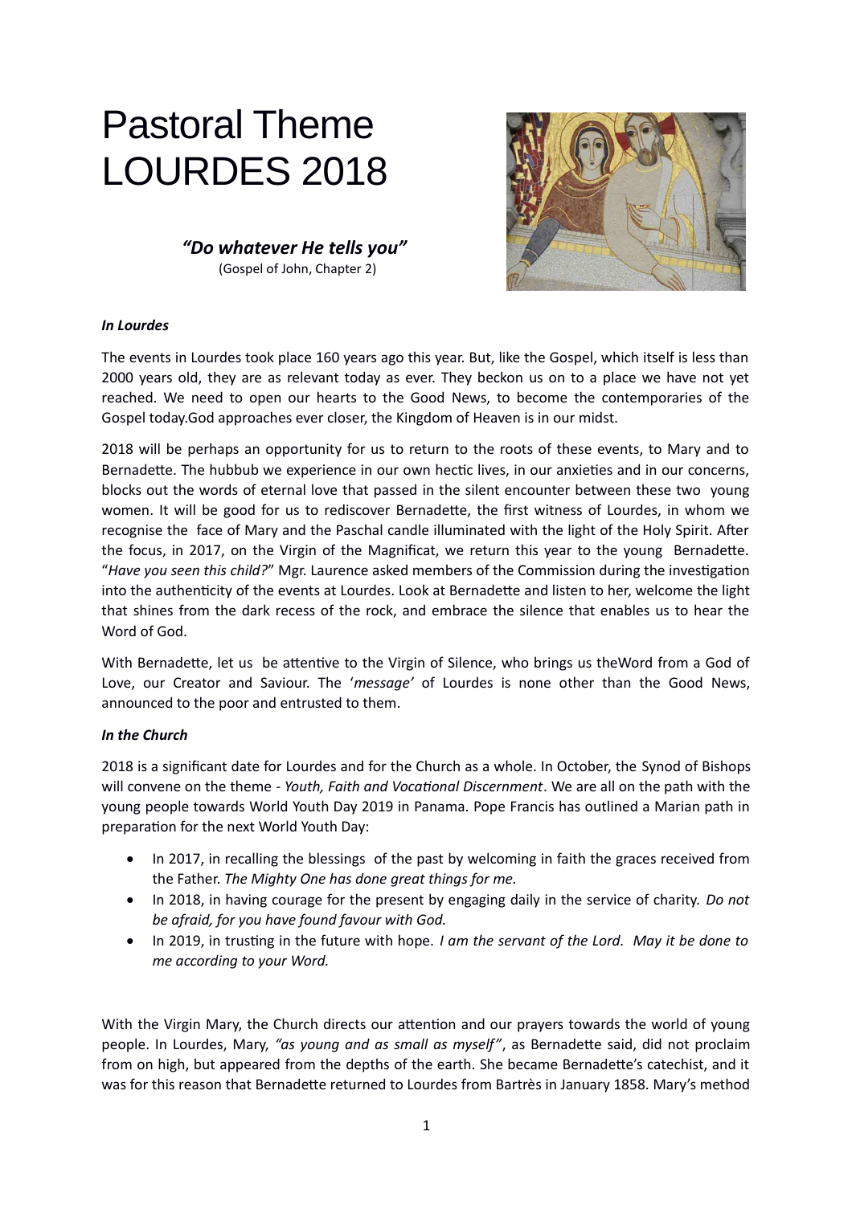# Pastoral Theme
# LOURDES 2018

***"Do whatever He tells you"***
(Gospel of John, Chapter 2)

***In Lourdes***

The events in Lourdes took place 160 years ago this year. But, like the Gospel, which itself is less than 2000 years old, they are as relevant today as ever. They beckon us on to a place we have not yet reached. We need to open our hearts to the Good News, to become the contemporaries of the Gospel today.God approaches ever closer, the Kingdom of Heaven is in our midst.

2018 will be perhaps an opportunity for us to return to the roots of these events, to Mary and to Bernadette. The hubbub we experience in our own hectic lives, in our anxieties and in our concerns, blocks out the words of eternal love that passed in the silent encounter between these two young women. It will be good for us to rediscover Bernadette, the first witness of Lourdes, in whom we recognise the face of Mary and the Paschal candle illuminated with the light of the Holy Spirit. After the focus, in 2017, on the Virgin of the Magnificat, we return this year to the young Bernadette. "*Have you seen this child?*" Mgr. Laurence asked members of the Commission during the investigation into the authenticity of the events at Lourdes. Look at Bernadette and listen to her, welcome the light that shines from the dark recess of the rock, and embrace the silence that enables us to hear the Word of God.

With Bernadette, let us be attentive to the Virgin of Silence, who brings us theWord from a God of Love, our Creator and Saviour. The '*message'* of Lourdes is none other than the Good News, announced to the poor and entrusted to them.

***In the Church***

2018 is a significant date for Lourdes and for the Church as a whole. In October, the Synod of Bishops will convene on the theme - *Youth, Faith and Vocational Discernment*. We are all on the path with the young people towards World Youth Day 2019 in Panama. Pope Francis has outlined a Marian path in preparation for the next World Youth Day:

- In 2017, in recalling the blessings of the past by welcoming in faith the graces received from the Father. *The Mighty One has done great things for me.*
- In 2018, in having courage for the present by engaging daily in the service of charity. *Do not be afraid, for you have found favour with God.*
- In 2019, in trusting in the future with hope. *I am the servant of the Lord. May it be done to me according to your Word.*

With the Virgin Mary, the Church directs our attention and our prayers towards the world of young people. In Lourdes, Mary, *"as young and as small as myself"*, as Bernadette said, did not proclaim from on high, but appeared from the depths of the earth. She became Bernadette's catechist, and it was for this reason that Bernadette returned to Lourdes from Bartrès in January 1858. Mary's method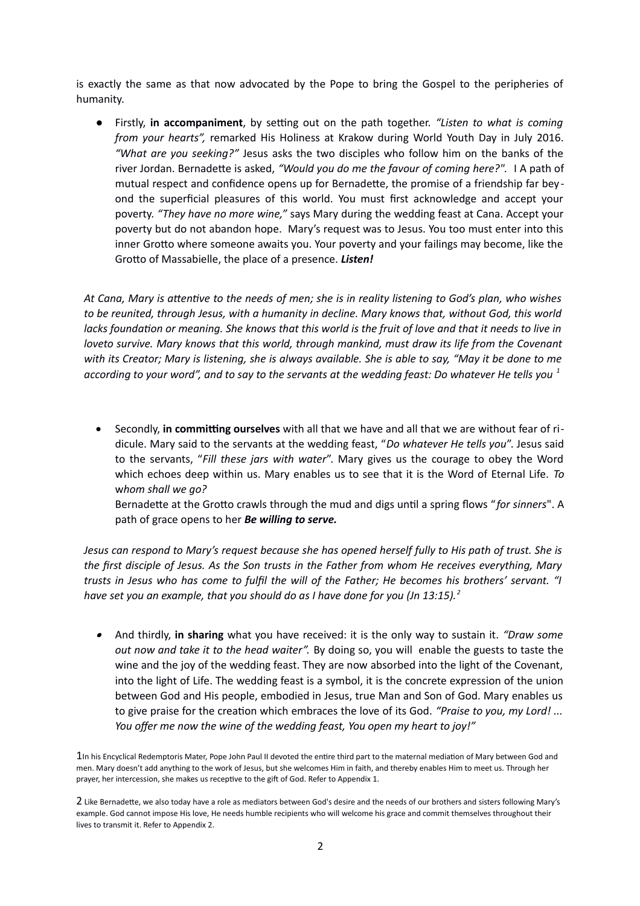is exactly the same as that now advocated by the Pope to bring the Gospel to the peripheries of humanity.

- Firstly, **in accompaniment**, by setting out on the path together. *"Listen to what is coming from your hearts",* remarked His Holiness at Krakow during World Youth Day in July 2016. *"What are you seeking?"* Jesus asks the two disciples who follow him on the banks of the river Jordan. Bernadette is asked, *"Would you do me the favour of coming here?"*. I A path of mutual respect and confidence opens up for Bernadette, the promise of a friendship far beyond the superficial pleasures of this world. You must first acknowledge and accept your poverty. *"They have no more wine,"* says Mary during the wedding feast at Cana. Accept your poverty but do not abandon hope. Mary's request was to Jesus. You too must enter into this inner Grotto where someone awaits you. Your poverty and your failings may become, like the Grotto of Massabielle, the place of a presence. ***Listen!***

*At Cana, Mary is attentive to the needs of men; she is in reality listening to God's plan, who wishes to be reunited, through Jesus, with a humanity in decline. Mary knows that, without God, this world lacks foundation or meaning. She knows that this world is the fruit of love and that it needs to live in loveto survive. Mary knows that this world, through mankind, must draw its life from the Covenant with its Creator; Mary is listening, she is always available. She is able to say, "May it be done to me according to your word", and to say to the servants at the wedding feast: Do whatever He tells you* [1]

- Secondly, **in committing ourselves** with all that we have and all that we are without fear of ridicule. Mary said to the servants at the wedding feast, "*Do whatever He tells you*". Jesus said to the servants, "*Fill these jars with water*". Mary gives us the courage to obey the Word which echoes deep within us. Mary enables us to see that it is the Word of Eternal Life. *To whom shall we go?*

  Bernadette at the Grotto crawls through the mud and digs until a spring flows "*for sinners*". A path of grace opens to her ***Be willing to serve.***

*Jesus can respond to Mary's request because she has opened herself fully to His path of trust. She is the first disciple of Jesus. As the Son trusts in the Father from whom He receives everything, Mary trusts in Jesus who has come to fulfil the will of the Father; He becomes his brothers' servant. "I have set you an example, that you should do as I have done for you (Jn 13:15).* [2]

- And thirdly, **in sharing** what you have received: it is the only way to sustain it. *"Draw some out now and take it to the head waiter".* By doing so, you will enable the guests to taste the wine and the joy of the wedding feast. They are now absorbed into the light of the Covenant, into the light of Life. The wedding feast is a symbol, it is the concrete expression of the union between God and His people, embodied in Jesus, true Man and Son of God. Mary enables us to give praise for the creation which embraces the love of its God. *"Praise to you, my Lord! ... You offer me now the wine of the wedding feast, You open my heart to joy!"*

1 In his Encyclical Redemptoris Mater, Pope John Paul II devoted the entire third part to the maternal mediation of Mary between God and men. Mary doesn't add anything to the work of Jesus, but she welcomes Him in faith, and thereby enables Him to meet us. Through her prayer, her intercession, she makes us receptive to the gift of God. Refer to Appendix 1.

2 Like Bernadette, we also today have a role as mediators between God's desire and the needs of our brothers and sisters following Mary's example. God cannot impose His love, He needs humble recipients who will welcome his grace and commit themselves throughout their lives to transmit it. Refer to Appendix 2.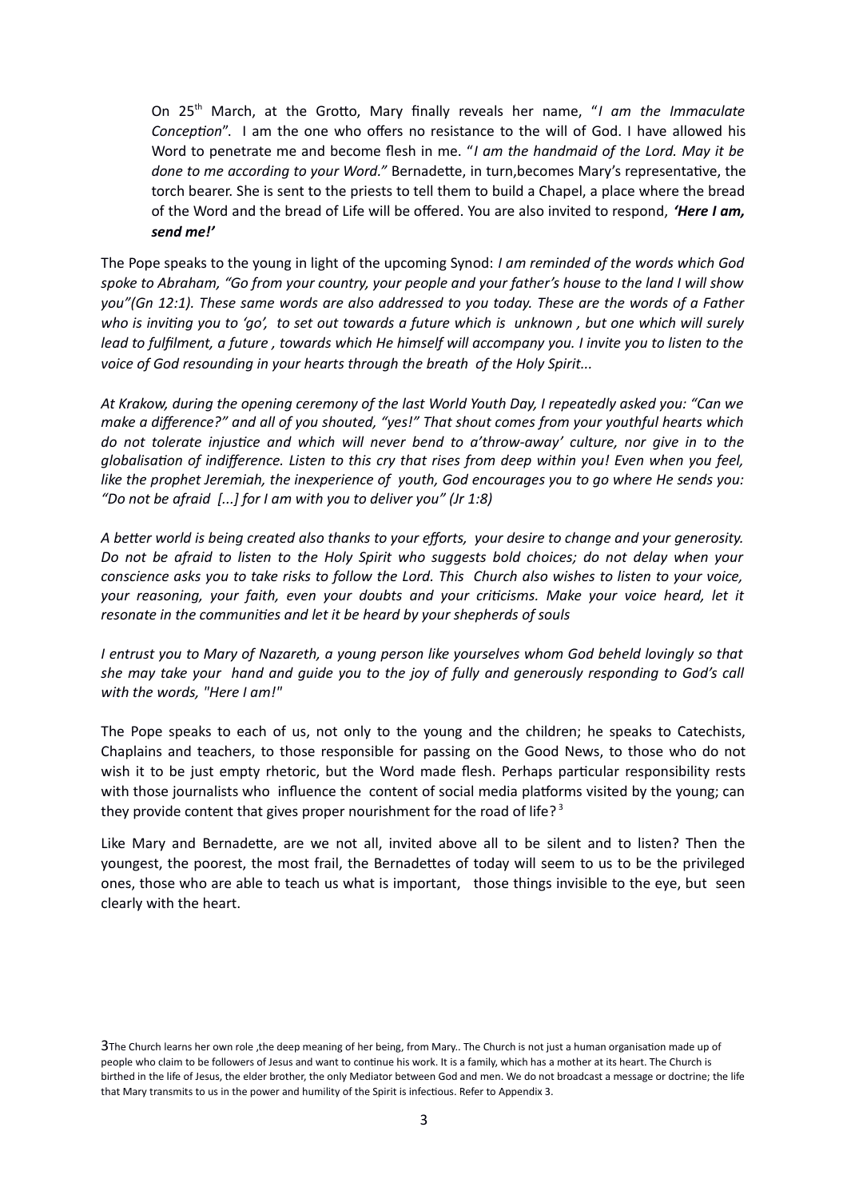On 25th March, at the Grotto, Mary finally reveals her name, "*I am the Immaculate Conception*". I am the one who offers no resistance to the will of God. I have allowed his Word to penetrate me and become flesh in me. "*I am the handmaid of the Lord. May it be done to me according to your Word.*" Bernadette, in turn,becomes Mary's representative, the torch bearer. She is sent to the priests to tell them to build a Chapel, a place where the bread of the Word and the bread of Life will be offered. You are also invited to respond, ***'Here I am, send me!'***

The Pope speaks to the young in light of the upcoming Synod: *I am reminded of the words which God spoke to Abraham, "Go from your country, your people and your father's house to the land I will show you"(Gn 12:1). These same words are also addressed to you today. These are the words of a Father who is inviting you to 'go', to set out towards a future which is unknown , but one which will surely lead to fulfilment, a future , towards which He himself will accompany you. I invite you to listen to the voice of God resounding in your hearts through the breath of the Holy Spirit...*

*At Krakow, during the opening ceremony of the last World Youth Day, I repeatedly asked you: "Can we make a difference?" and all of you shouted, "yes!" That shout comes from your youthful hearts which do not tolerate injustice and which will never bend to a'throw-away' culture, nor give in to the globalisation of indifference. Listen to this cry that rises from deep within you! Even when you feel, like the prophet Jeremiah, the inexperience of youth, God encourages you to go where He sends you: "Do not be afraid [...] for I am with you to deliver you" (Jr 1:8)*

*A better world is being created also thanks to your efforts, your desire to change and your generosity. Do not be afraid to listen to the Holy Spirit who suggests bold choices; do not delay when your conscience asks you to take risks to follow the Lord. This Church also wishes to listen to your voice, your reasoning, your faith, even your doubts and your criticisms. Make your voice heard, let it resonate in the communities and let it be heard by your shepherds of souls*

*I entrust you to Mary of Nazareth, a young person like yourselves whom God beheld lovingly so that she may take your hand and guide you to the joy of fully and generously responding to God's call with the words, "Here I am!"*

The Pope speaks to each of us, not only to the young and the children; he speaks to Catechists, Chaplains and teachers, to those responsible for passing on the Good News, to those who do not wish it to be just empty rhetoric, but the Word made flesh. Perhaps particular responsibility rests with those journalists who influence the content of social media platforms visited by the young; can they provide content that gives proper nourishment for the road of life?[3]

Like Mary and Bernadette, are we not all, invited above all to be silent and to listen? Then the youngest, the poorest, the most frail, the Bernadettes of today will seem to us to be the privileged ones, those who are able to teach us what is important, those things invisible to the eye, but seen clearly with the heart.

3The Church learns her own role ,the deep meaning of her being, from Mary.. The Church is not just a human organisation made up of people who claim to be followers of Jesus and want to continue his work. It is a family, which has a mother at its heart. The Church is birthed in the life of Jesus, the elder brother, the only Mediator between God and men. We do not broadcast a message or doctrine; the life that Mary transmits to us in the power and humility of the Spirit is infectious. Refer to Appendix 3.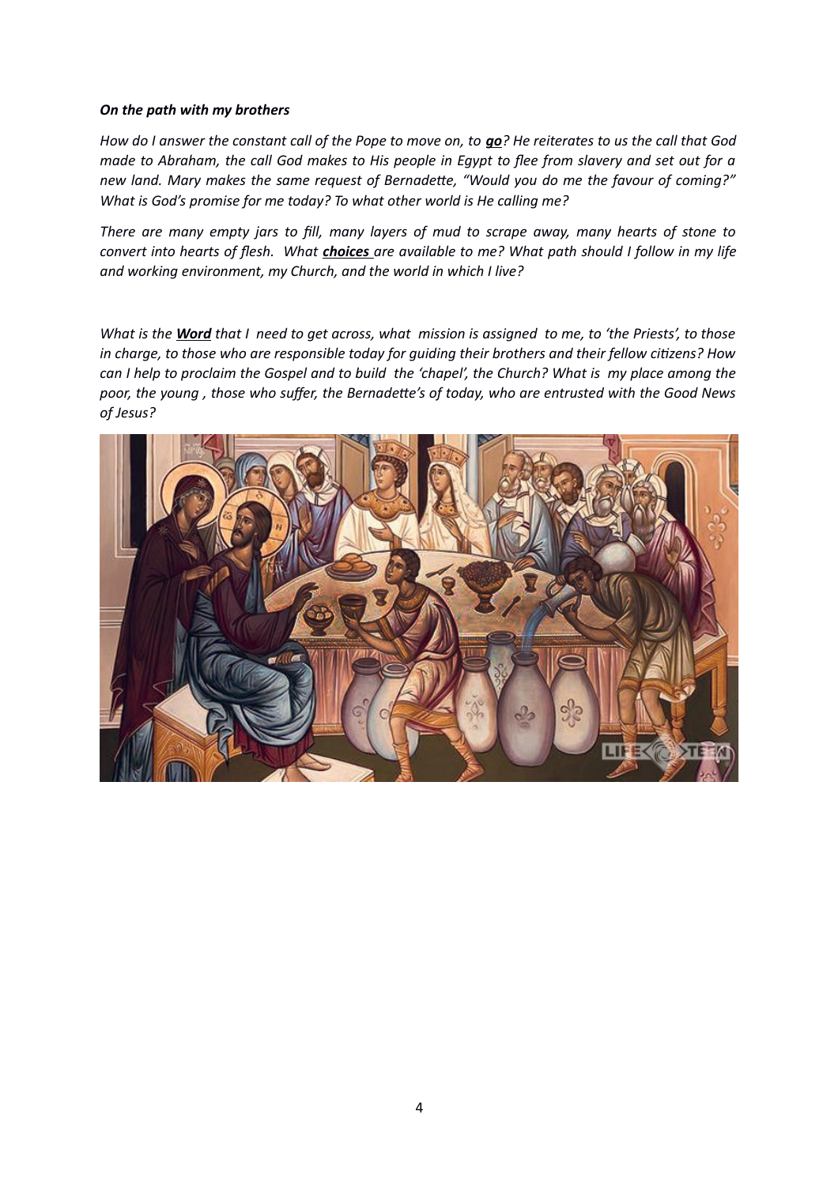***On the path with my brothers***

*How do I answer the constant call of the Pope to move on, to* ***go****? He reiterates to us the call that God made to Abraham, the call God makes to His people in Egypt to flee from slavery and set out for a new land. Mary makes the same request of Bernadette, "Would you do me the favour of coming?" What is God's promise for me today? To what other world is He calling me?*

*There are many empty jars to fill, many layers of mud to scrape away, many hearts of stone to convert into hearts of flesh. What* ***choices*** *are available to me? What path should I follow in my life and working environment, my Church, and the world in which I live?*

*What is the* ***Word*** *that I need to get across, what mission is assigned to me, to 'the Priests', to those in charge, to those who are responsible today for guiding their brothers and their fellow citizens? How can I help to proclaim the Gospel and to build the 'chapel', the Church? What is my place among the poor, the young , those who suffer, the Bernadette's of today, who are entrusted with the Good News of Jesus?*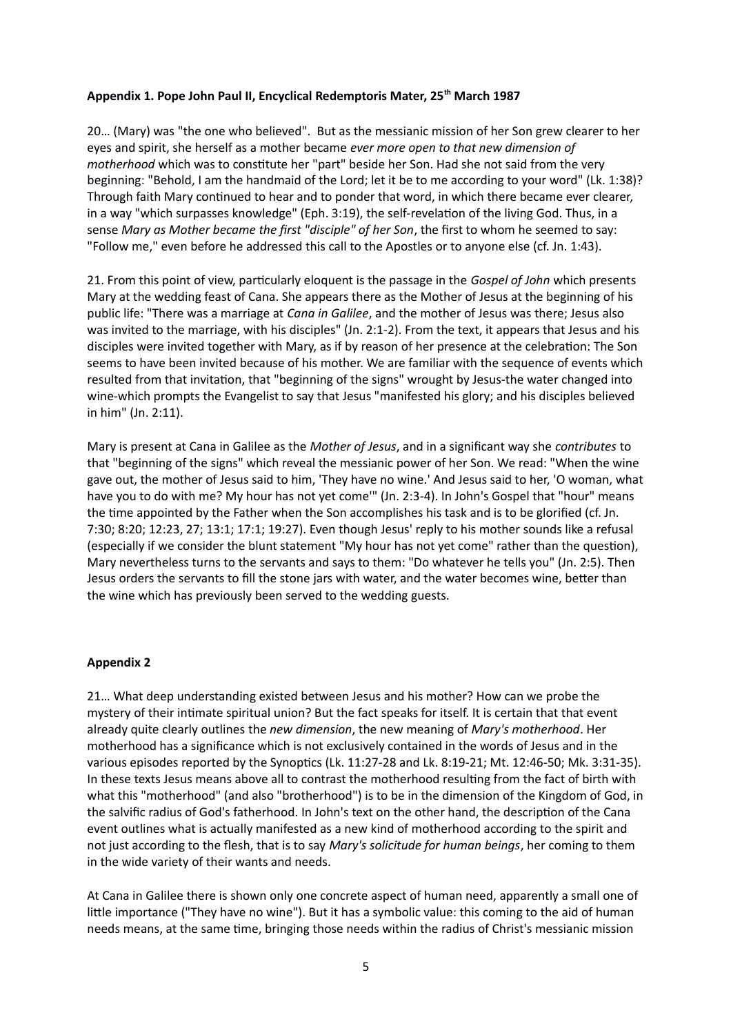**Appendix 1. Pope John Paul II, Encyclical Redemptoris Mater, 25th March 1987**

20… (Mary) was "the one who believed". But as the messianic mission of her Son grew clearer to her eyes and spirit, she herself as a mother became *ever more open to that new dimension of motherhood* which was to constitute her "part" beside her Son. Had she not said from the very beginning: "Behold, I am the handmaid of the Lord; let it be to me according to your word" (Lk. 1:38)? Through faith Mary continued to hear and to ponder that word, in which there became ever clearer, in a way "which surpasses knowledge" (Eph. 3:19), the self-revelation of the living God. Thus, in a sense *Mary as Mother became the first "disciple" of her Son*, the first to whom he seemed to say: "Follow me," even before he addressed this call to the Apostles or to anyone else (cf. Jn. 1:43).

21. From this point of view, particularly eloquent is the passage in the *Gospel of John* which presents Mary at the wedding feast of Cana. She appears there as the Mother of Jesus at the beginning of his public life: "There was a marriage at *Cana in Galilee*, and the mother of Jesus was there; Jesus also was invited to the marriage, with his disciples" (Jn. 2:1-2). From the text, it appears that Jesus and his disciples were invited together with Mary, as if by reason of her presence at the celebration: The Son seems to have been invited because of his mother. We are familiar with the sequence of events which resulted from that invitation, that "beginning of the signs" wrought by Jesus-the water changed into wine-which prompts the Evangelist to say that Jesus "manifested his glory; and his disciples believed in him" (Jn. 2:11).

Mary is present at Cana in Galilee as the *Mother of Jesus*, and in a significant way she *contributes* to that "beginning of the signs" which reveal the messianic power of her Son. We read: "When the wine gave out, the mother of Jesus said to him, 'They have no wine.' And Jesus said to her, 'O woman, what have you to do with me? My hour has not yet come'" (Jn. 2:3-4). In John's Gospel that "hour" means the time appointed by the Father when the Son accomplishes his task and is to be glorified (cf. Jn. 7:30; 8:20; 12:23, 27; 13:1; 17:1; 19:27). Even though Jesus' reply to his mother sounds like a refusal (especially if we consider the blunt statement "My hour has not yet come" rather than the question), Mary nevertheless turns to the servants and says to them: "Do whatever he tells you" (Jn. 2:5). Then Jesus orders the servants to fill the stone jars with water, and the water becomes wine, better than the wine which has previously been served to the wedding guests.

**Appendix 2**

21… What deep understanding existed between Jesus and his mother? How can we probe the mystery of their intimate spiritual union? But the fact speaks for itself. It is certain that that event already quite clearly outlines the *new dimension*, the new meaning of *Mary's motherhood*. Her motherhood has a significance which is not exclusively contained in the words of Jesus and in the various episodes reported by the Synoptics (Lk. 11:27-28 and Lk. 8:19-21; Mt. 12:46-50; Mk. 3:31-35). In these texts Jesus means above all to contrast the motherhood resulting from the fact of birth with what this "motherhood" (and also "brotherhood") is to be in the dimension of the Kingdom of God, in the salvific radius of God's fatherhood. In John's text on the other hand, the description of the Cana event outlines what is actually manifested as a new kind of motherhood according to the spirit and not just according to the flesh, that is to say *Mary's solicitude for human beings*, her coming to them in the wide variety of their wants and needs.

At Cana in Galilee there is shown only one concrete aspect of human need, apparently a small one of little importance ("They have no wine"). But it has a symbolic value: this coming to the aid of human needs means, at the same time, bringing those needs within the radius of Christ's messianic mission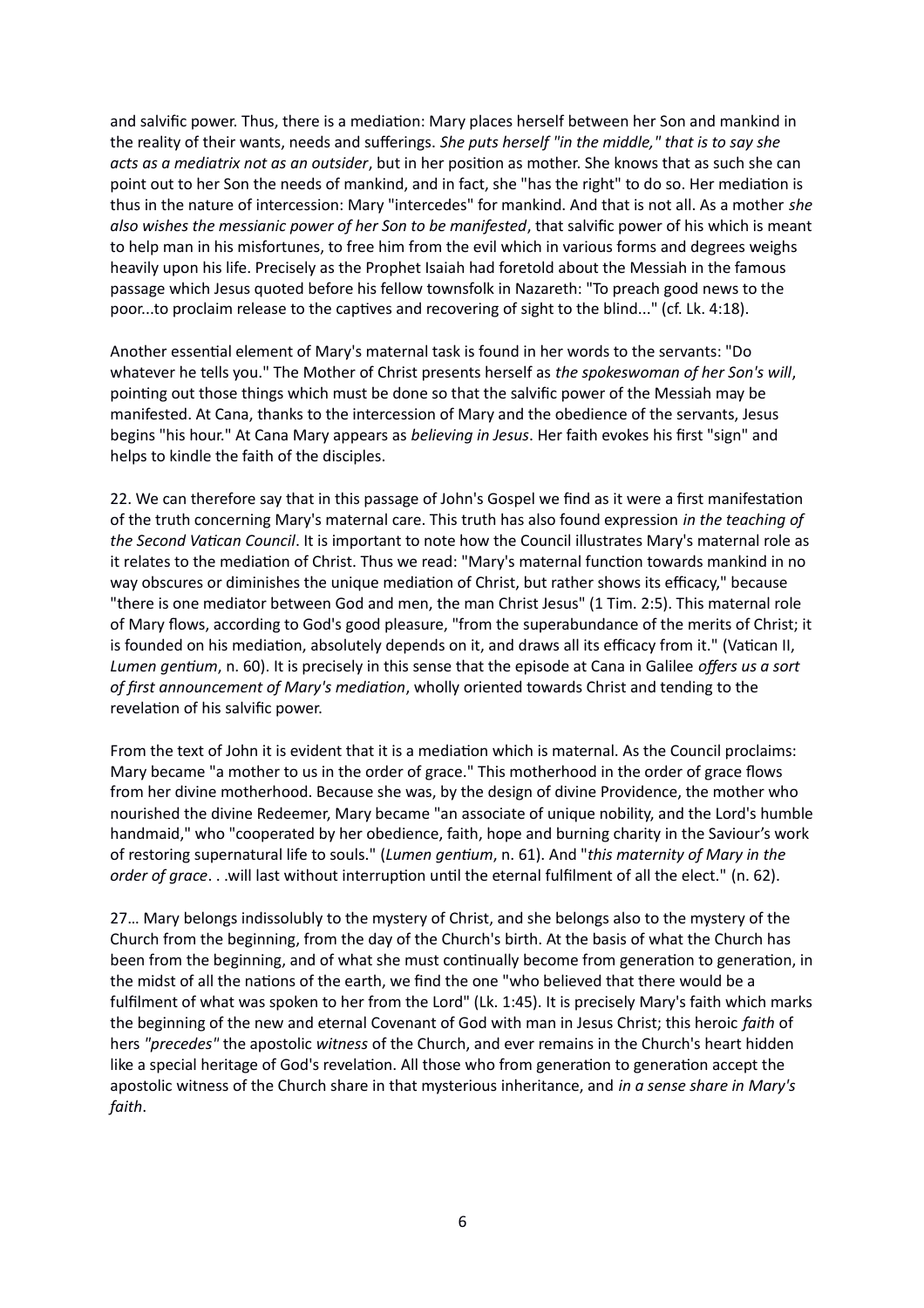and salvific power. Thus, there is a mediation: Mary places herself between her Son and mankind in the reality of their wants, needs and sufferings. *She puts herself "in the middle," that is to say she acts as a mediatrix not as an outsider*, but in her position as mother. She knows that as such she can point out to her Son the needs of mankind, and in fact, she "has the right" to do so. Her mediation is thus in the nature of intercession: Mary "intercedes" for mankind. And that is not all. As a mother *she also wishes the messianic power of her Son to be manifested*, that salvific power of his which is meant to help man in his misfortunes, to free him from the evil which in various forms and degrees weighs heavily upon his life. Precisely as the Prophet Isaiah had foretold about the Messiah in the famous passage which Jesus quoted before his fellow townsfolk in Nazareth: "To preach good news to the poor...to proclaim release to the captives and recovering of sight to the blind..." (cf. Lk. 4:18).

Another essential element of Mary's maternal task is found in her words to the servants: "Do whatever he tells you." The Mother of Christ presents herself as *the spokeswoman of her Son's will*, pointing out those things which must be done so that the salvific power of the Messiah may be manifested. At Cana, thanks to the intercession of Mary and the obedience of the servants, Jesus begins "his hour." At Cana Mary appears as *believing in Jesus*. Her faith evokes his first "sign" and helps to kindle the faith of the disciples.

22. We can therefore say that in this passage of John's Gospel we find as it were a first manifestation of the truth concerning Mary's maternal care. This truth has also found expression *in the teaching of the Second Vatican Council*. It is important to note how the Council illustrates Mary's maternal role as it relates to the mediation of Christ. Thus we read: "Mary's maternal function towards mankind in no way obscures or diminishes the unique mediation of Christ, but rather shows its efficacy," because "there is one mediator between God and men, the man Christ Jesus" (1 Tim. 2:5). This maternal role of Mary flows, according to God's good pleasure, "from the superabundance of the merits of Christ; it is founded on his mediation, absolutely depends on it, and draws all its efficacy from it." (Vatican II, *Lumen gentium*, n. 60). It is precisely in this sense that the episode at Cana in Galilee *offers us a sort of first announcement of Mary's mediation*, wholly oriented towards Christ and tending to the revelation of his salvific power.

From the text of John it is evident that it is a mediation which is maternal. As the Council proclaims: Mary became "a mother to us in the order of grace." This motherhood in the order of grace flows from her divine motherhood. Because she was, by the design of divine Providence, the mother who nourished the divine Redeemer, Mary became "an associate of unique nobility, and the Lord's humble handmaid," who "cooperated by her obedience, faith, hope and burning charity in the Saviour's work of restoring supernatural life to souls." (*Lumen gentium*, n. 61). And "*this maternity of Mary in the order of grace*. . .will last without interruption until the eternal fulfilment of all the elect." (n. 62).

27… Mary belongs indissolubly to the mystery of Christ, and she belongs also to the mystery of the Church from the beginning, from the day of the Church's birth. At the basis of what the Church has been from the beginning, and of what she must continually become from generation to generation, in the midst of all the nations of the earth, we find the one "who believed that there would be a fulfilment of what was spoken to her from the Lord" (Lk. 1:45). It is precisely Mary's faith which marks the beginning of the new and eternal Covenant of God with man in Jesus Christ; this heroic *faith* of hers *"precedes"* the apostolic *witness* of the Church, and ever remains in the Church's heart hidden like a special heritage of God's revelation. All those who from generation to generation accept the apostolic witness of the Church share in that mysterious inheritance, and *in a sense share in Mary's faith*.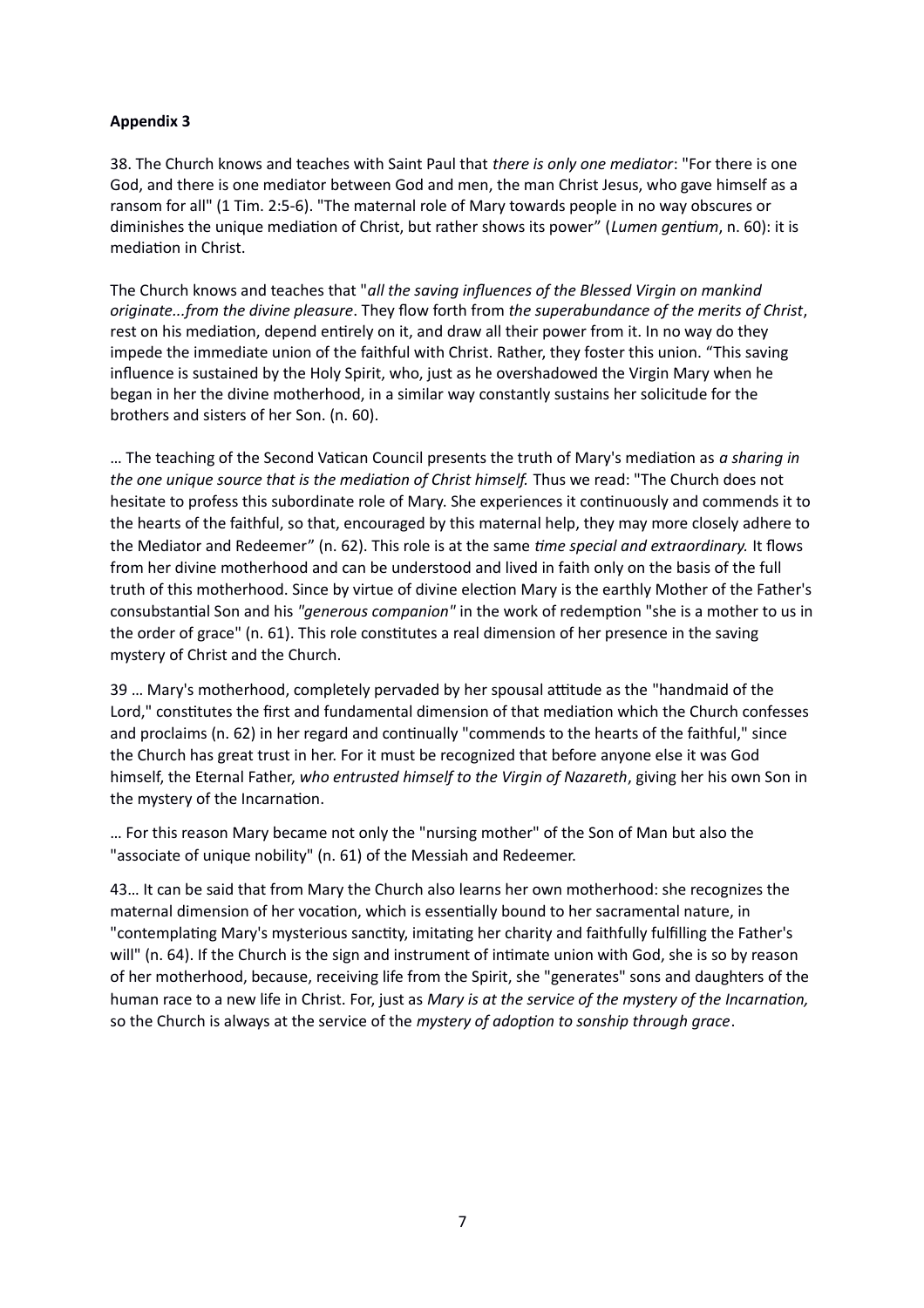**Appendix 3**

38. The Church knows and teaches with Saint Paul that *there is only one mediator*: "For there is one God, and there is one mediator between God and men, the man Christ Jesus, who gave himself as a ransom for all" (1 Tim. 2:5-6). "The maternal role of Mary towards people in no way obscures or diminishes the unique mediation of Christ, but rather shows its power" (*Lumen gentium*, n. 60): it is mediation in Christ.

The Church knows and teaches that "*all the saving influences of the Blessed Virgin on mankind originate...from the divine pleasure*. They flow forth from *the superabundance of the merits of Christ*, rest on his mediation, depend entirely on it, and draw all their power from it. In no way do they impede the immediate union of the faithful with Christ. Rather, they foster this union. "This saving influence is sustained by the Holy Spirit, who, just as he overshadowed the Virgin Mary when he began in her the divine motherhood, in a similar way constantly sustains her solicitude for the brothers and sisters of her Son. (n. 60).

… The teaching of the Second Vatican Council presents the truth of Mary's mediation as *a sharing in the one unique source that is the mediation of Christ himself.* Thus we read: "The Church does not hesitate to profess this subordinate role of Mary. She experiences it continuously and commends it to the hearts of the faithful, so that, encouraged by this maternal help, they may more closely adhere to the Mediator and Redeemer" (n. 62). This role is at the same *time special and extraordinary.* It flows from her divine motherhood and can be understood and lived in faith only on the basis of the full truth of this motherhood. Since by virtue of divine election Mary is the earthly Mother of the Father's consubstantial Son and his *"generous companion"* in the work of redemption "she is a mother to us in the order of grace" (n. 61). This role constitutes a real dimension of her presence in the saving mystery of Christ and the Church.

39 … Mary's motherhood, completely pervaded by her spousal attitude as the "handmaid of the Lord," constitutes the first and fundamental dimension of that mediation which the Church confesses and proclaims (n. 62) in her regard and continually "commends to the hearts of the faithful," since the Church has great trust in her. For it must be recognized that before anyone else it was God himself, the Eternal Father, *who entrusted himself to the Virgin of Nazareth*, giving her his own Son in the mystery of the Incarnation.

… For this reason Mary became not only the "nursing mother" of the Son of Man but also the "associate of unique nobility" (n. 61) of the Messiah and Redeemer.

43… It can be said that from Mary the Church also learns her own motherhood: she recognizes the maternal dimension of her vocation, which is essentially bound to her sacramental nature, in "contemplating Mary's mysterious sanctity, imitating her charity and faithfully fulfilling the Father's will" (n. 64). If the Church is the sign and instrument of intimate union with God, she is so by reason of her motherhood, because, receiving life from the Spirit, she "generates" sons and daughters of the human race to a new life in Christ. For, just as *Mary is at the service of the mystery of the Incarnation,* so the Church is always at the service of the *mystery of adoption to sonship through grace*.